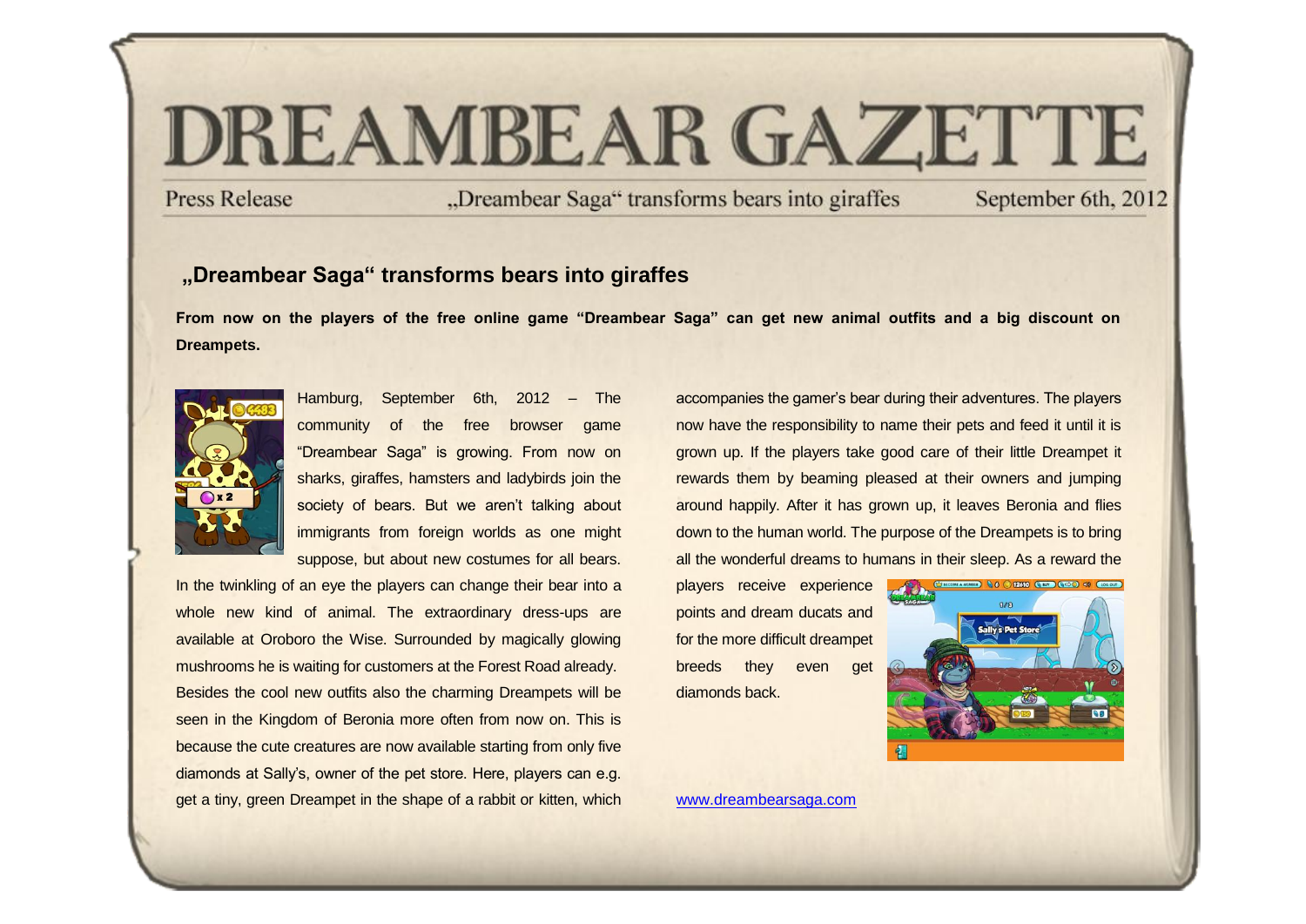# DREAMBEAR GAZETTE

Press Release „Dreambear Saga“ transforms bears into giraffes September 6th, 2012

## „Dreambear Saga“ transforms bears into giraffes

**From now on the players of the free online game “Dreambear Saga” can get new animal outfits and a big discount on Dreampets.**

Hamburg, September 6th, 2012 – The community of the free browser game “Dreambear Saga” is growing. From now on sharks, giraffes, hamsters and ladybirds join the society of bears. But we aren’t talking about immigrants from foreign worlds as one might suppose, but about new costumes for all bears. In the twinkling of an eye the players can change their bear into a whole new kind of animal. The extraordinary dress-ups are available at Oroboro the Wise. Surrounded by magically glowing mushrooms he is waiting for customers at the Forest Road already.

Besides the cool new outfits also the charming Dreampets will be seen in the Kingdom of Beronia more often from now on. This is because the cute creatures are now available starting from only five diamonds at Sally’s, owner of the pet store. Here, players can e.g. get a tiny, green Dreampet in the shape of a rabbit or kitten, which accompanies the gamer’s bear during their adventures. The players now have the responsibility to name their pets and feed it until it is grown up. If the players take good care of their little Dreampet it rewards them by beaming pleased at their owners and jumping around happily. After it has grown up, it leaves Beronia and flies down to the human world. The purpose of the Dreampets is to bring all the wonderful dreams to humans in their sleep. As a reward the players receive experience points and dream ducats and for the more difficult dreampet breeds they even get diamonds back.

www.dreambearsaga.com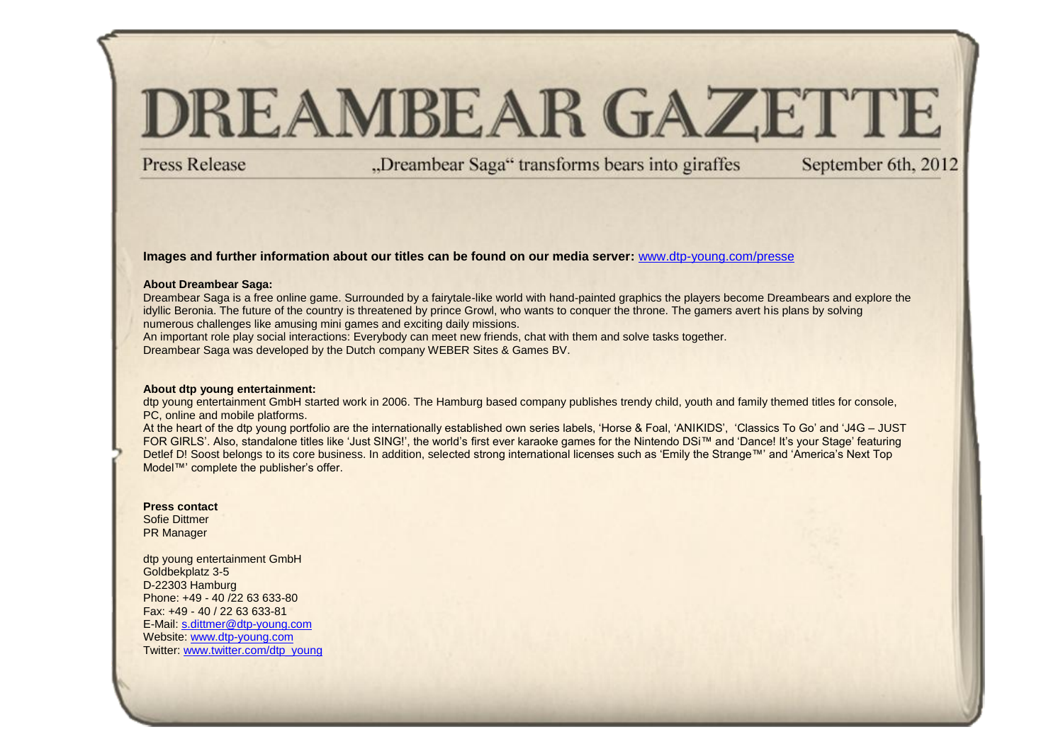# DREAMBEAR GAZETTE

Press Release „Dreambear Saga" transforms bears into giraffes September 6th, 2012

**Images and further information about our titles can be found on our media server:** www.dtp-young.com/presse

**About Dreambear Saga:**

Dreambear Saga is a free online game. Surrounded by a fairytale-like world with hand-painted graphics the players become Dreambears and explore the idyllic Beronia. The future of the country is threatened by prince Growl, who wants to conquer the throne. The gamers avert his plans by solving numerous challenges like amusing mini games and exciting daily missions.

An important role play social interactions: Everybody can meet new friends, chat with them and solve tasks together.

Dreambear Saga was developed by the Dutch company WEBER Sites & Games BV.

**About dtp young entertainment:**

dtp young entertainment GmbH started work in 2006. The Hamburg based company publishes trendy child, youth and family themed titles for console, PC, online and mobile platforms.

At the heart of the dtp young portfolio are the internationally established own series labels, 'Horse & Foal, 'ANIKIDS', 'Classics To Go' and 'J4G – JUST FOR GIRLS'. Also, standalone titles like 'Just SING!', the world's first ever karaoke games for the Nintendo DSi™ and 'Dance! It's your Stage' featuring Detlef D! Soost belongs to its core business. In addition, selected strong international licenses such as 'Emily the Strange™' and 'America's Next Top Model™' complete the publisher's offer.

**Press contact**
Sofie Dittmer
PR Manager

dtp young entertainment GmbH
Goldbekplatz 3-5
D-22303 Hamburg
Phone: +49 - 40 /22 63 633-80
Fax: +49 - 40 / 22 63 633-81
E-Mail: s.dittmer@dtp-young.com
Website: www.dtp-young.com
Twitter: www.twitter.com/dtp_young